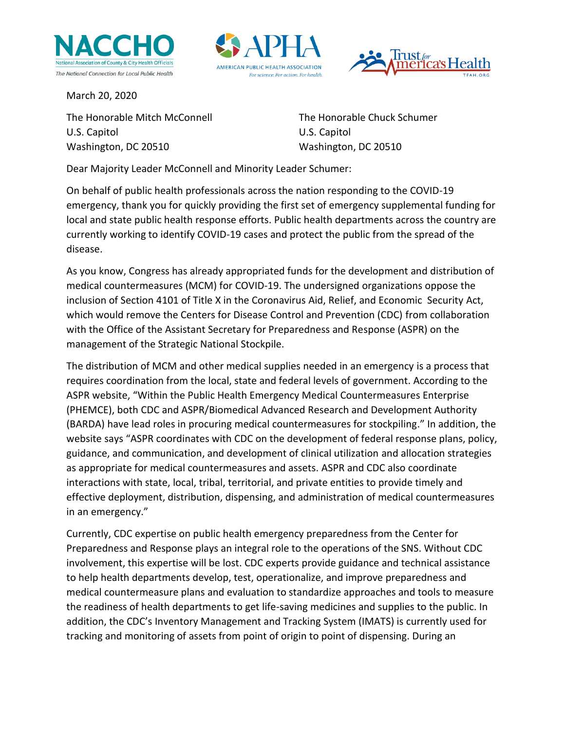March 20, 2020

The Honorable Mitch McConnell
U.S. Capitol
Washington, DC 20510

The Honorable Chuck Schumer
U.S. Capitol
Washington, DC 20510

Dear Majority Leader McConnell and Minority Leader Schumer:

On behalf of public health professionals across the nation responding to the COVID-19 emergency, thank you for quickly providing the first set of emergency supplemental funding for local and state public health response efforts. Public health departments across the country are currently working to identify COVID-19 cases and protect the public from the spread of the disease.

As you know, Congress has already appropriated funds for the development and distribution of medical countermeasures (MCM) for COVID-19. The undersigned organizations oppose the inclusion of Section 4101 of Title X in the Coronavirus Aid, Relief, and Economic Security Act, which would remove the Centers for Disease Control and Prevention (CDC) from collaboration with the Office of the Assistant Secretary for Preparedness and Response (ASPR) on the management of the Strategic National Stockpile.

The distribution of MCM and other medical supplies needed in an emergency is a process that requires coordination from the local, state and federal levels of government. According to the ASPR website, "Within the Public Health Emergency Medical Countermeasures Enterprise (PHEMCE), both CDC and ASPR/Biomedical Advanced Research and Development Authority (BARDA) have lead roles in procuring medical countermeasures for stockpiling." In addition, the website says "ASPR coordinates with CDC on the development of federal response plans, policy, guidance, and communication, and development of clinical utilization and allocation strategies as appropriate for medical countermeasures and assets. ASPR and CDC also coordinate interactions with state, local, tribal, territorial, and private entities to provide timely and effective deployment, distribution, dispensing, and administration of medical countermeasures in an emergency."

Currently, CDC expertise on public health emergency preparedness from the Center for Preparedness and Response plays an integral role to the operations of the SNS. Without CDC involvement, this expertise will be lost. CDC experts provide guidance and technical assistance to help health departments develop, test, operationalize, and improve preparedness and medical countermeasure plans and evaluation to standardize approaches and tools to measure the readiness of health departments to get life-saving medicines and supplies to the public. In addition, the CDC's Inventory Management and Tracking System (IMATS) is currently used for tracking and monitoring of assets from point of origin to point of dispensing. During an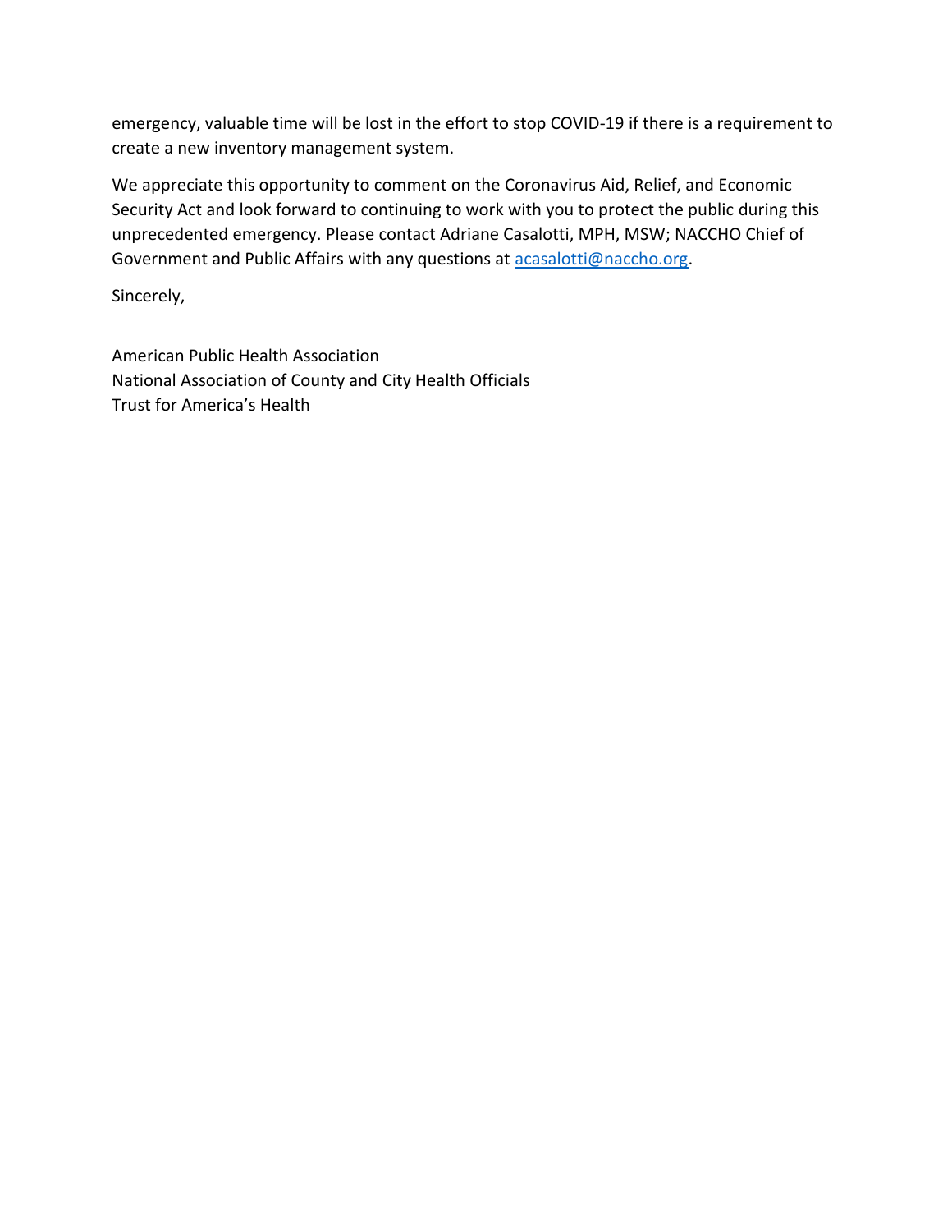emergency, valuable time will be lost in the effort to stop COVID-19 if there is a requirement to create a new inventory management system.

We appreciate this opportunity to comment on the Coronavirus Aid, Relief, and Economic Security Act and look forward to continuing to work with you to protect the public during this unprecedented emergency. Please contact Adriane Casalotti, MPH, MSW; NACCHO Chief of Government and Public Affairs with any questions at acasalotti@naccho.org.

Sincerely,

American Public Health Association
National Association of County and City Health Officials
Trust for America's Health